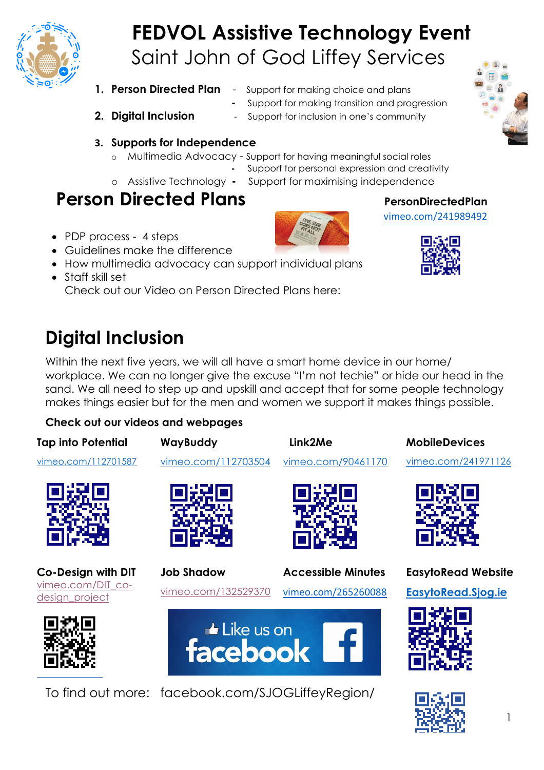# FEDVOL Assistive Technology Event

## Saint John of God Liffey Services

1. **Person Directed Plan** - Support for making choice and plans
   - Support for making transition and progression
2. **Digital Inclusion** - Support for inclusion in one's community
3. **Supports for Independence**
   - Multimedia Advocacy - Support for having meaningful social roles
     - Support for personal expression and creativity
   - Assistive Technology - Support for maximising independence

## Person Directed Plans

- PDP process - 4 steps
- Guidelines make the difference
- How multimedia advocacy can support individual plans
- Staff skill set

Check out our Video on Person Directed Plans here:

**PersonDirectedPlan**
vimeo.com/241989492

## Digital Inclusion

Within the next five years, we will all have a smart home device in our home/ workplace. We can no longer give the excuse "I'm not techie" or hide our head in the sand. We all need to step up and upskill and accept that for some people technology makes things easier but for the men and women we support it makes things possible.

**Check out our videos and webpages**

**Tap into Potential**
vimeo.com/112701587

**WayBuddy**
vimeo.com/112703504

**Link2Me**
vimeo.com/90461170

**MobileDevices**
vimeo.com/241971126

**Co-Design with DIT**
vimeo.com/DIT_co-design_project

**Job Shadow**
vimeo.com/132529370

**Accessible Minutes**
vimeo.com/265260088

**EasytoRead Website**
**EasytoRead.Sjog.ie**

Like us on facebook

To find out more: facebook.com/SJOGLiffeyRegion/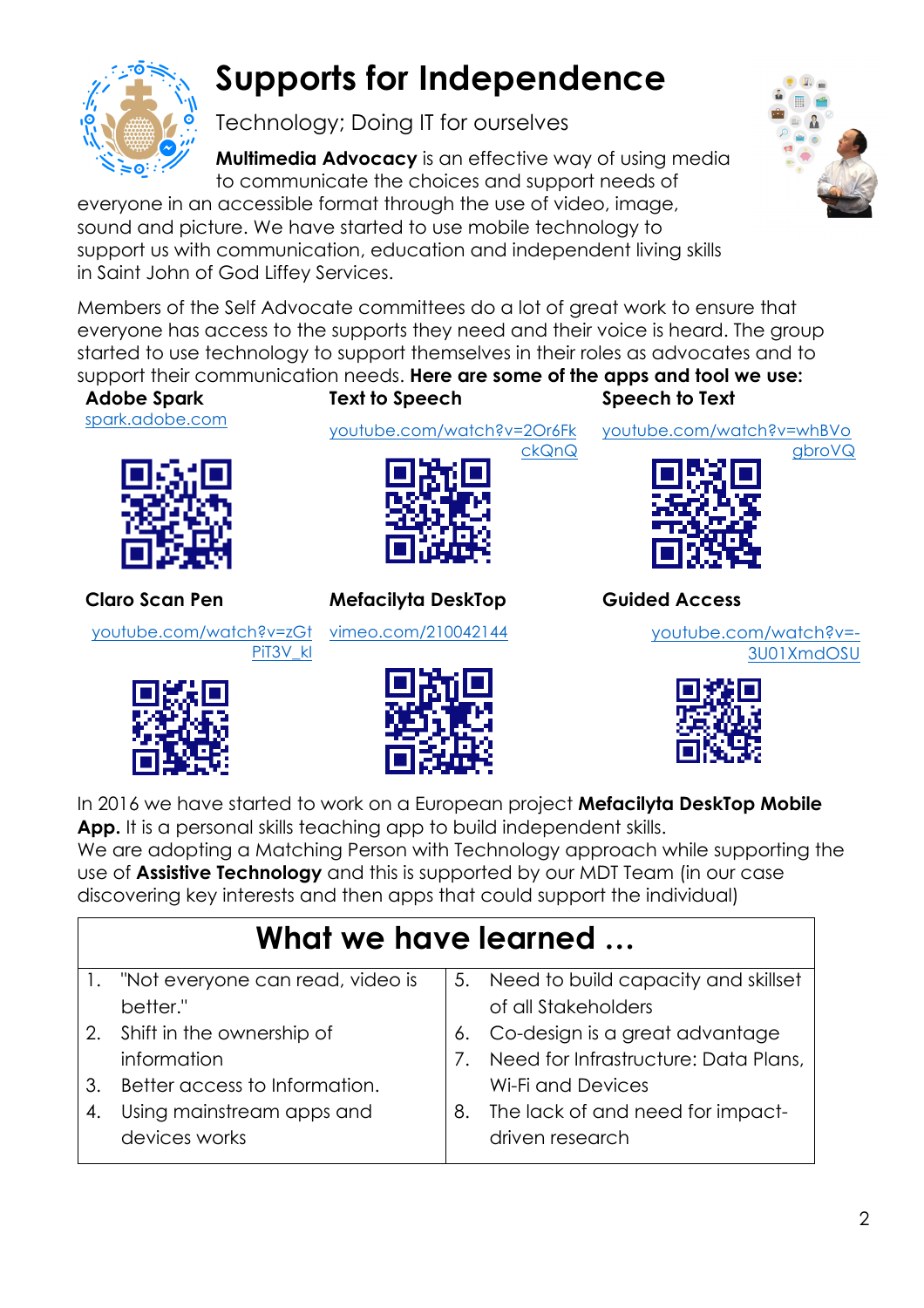# Supports for Independence

Technology; Doing IT for ourselves

**Multimedia Advocacy** is an effective way of using media to communicate the choices and support needs of everyone in an accessible format through the use of video, image, sound and picture. We have started to use mobile technology to support us with communication, education and independent living skills in Saint John of God Liffey Services.

Members of the Self Advocate committees do a lot of great work to ensure that everyone has access to the supports they need and their voice is heard. The group started to use technology to support themselves in their roles as advocates and to support their communication needs. **Here are some of the apps and tool we use:**

**Adobe Spark**
spark.adobe.com

**Text to Speech**
youtube.com/watch?v=2Or6FkckQnQ

**Speech to Text**
youtube.com/watch?v=whBVogbroVQ

**Claro Scan Pen**
youtube.com/watch?v=zGtPiT3V_kI

**Mefacilyta DeskTop**
vimeo.com/210042144

**Guided Access**
youtube.com/watch?v=-3U01XmdOSU

In 2016 we have started to work on a European project **Mefacilyta DeskTop Mobile App.** It is a personal skills teaching app to build independent skills.
We are adopting a Matching Person with Technology approach while supporting the use of **Assistive Technology** and this is supported by our MDT Team (in our case discovering key interests and then apps that could support the individual)

## What we have learned …

| | |
|---|---|
| 1. "Not everyone can read, video is better."<br>2. Shift in the ownership of information<br>3. Better access to Information.<br>4. Using mainstream apps and devices works | 5. Need to build capacity and skillset of all Stakeholders<br>6. Co-design is a great advantage<br>7. Need for Infrastructure: Data Plans, Wi-Fi and Devices<br>8. The lack of and need for impact-driven research |